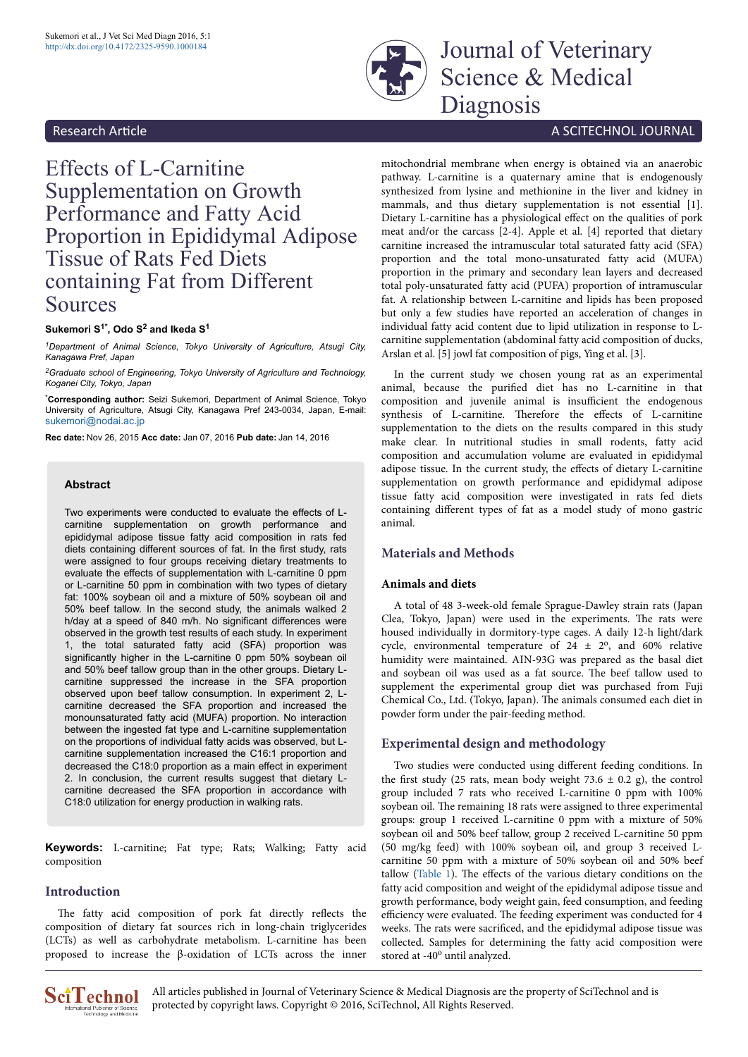Research Article

# Effects of L-Carnitine Supplementation on Growth Performance and Fatty Acid Proportion in Epididymal Adipose Tissue of Rats Fed Diets containing Fat from Different Sources

**Sukemori S[1*], Odo S[2] and Ikeda S[1]**

*[1]Department of Animal Science, Tokyo University of Agriculture, Atsugi City, Kanagawa Pref, Japan*

*[2]Graduate school of Engineering, Tokyo University of Agriculture and Technology, Koganei City, Tokyo, Japan*

**[*]Corresponding author:** Seizi Sukemori, Department of Animal Science, Tokyo University of Agriculture, Atsugi City, Kanagawa Pref 243-0034, Japan, E-mail: sukemori@nodai.ac.jp

**Rec date:** Nov 26, 2015 **Acc date:** Jan 07, 2016 **Pub date:** Jan 14, 2016

## Abstract

Two experiments were conducted to evaluate the effects of L-carnitine supplementation on growth performance and epididymal adipose tissue fatty acid composition in rats fed diets containing different sources of fat. In the first study, rats were assigned to four groups receiving dietary treatments to evaluate the effects of supplementation with L-carnitine 0 ppm or L-carnitine 50 ppm in combination with two types of dietary fat: 100% soybean oil and a mixture of 50% soybean oil and 50% beef tallow. In the second study, the animals walked 2 h/day at a speed of 840 m/h. No significant differences were observed in the growth test results of each study. In experiment 1, the total saturated fatty acid (SFA) proportion was significantly higher in the L-carnitine 0 ppm 50% soybean oil and 50% beef tallow group than in the other groups. Dietary L-carnitine suppressed the increase in the SFA proportion observed upon beef tallow consumption. In experiment 2, L-carnitine decreased the SFA proportion and increased the monounsaturated fatty acid (MUFA) proportion. No interaction between the ingested fat type and L-carnitine supplementation on the proportions of individual fatty acids was observed, but L-carnitine supplementation increased the C16:1 proportion and decreased the C18:0 proportion as a main effect in experiment 2. In conclusion, the current results suggest that dietary L-carnitine decreased the SFA proportion in accordance with C18:0 utilization for energy production in walking rats.

**Keywords:** L-carnitine; Fat type; Rats; Walking; Fatty acid composition

## Introduction

The fatty acid composition of pork fat directly reflects the composition of dietary fat sources rich in long-chain triglycerides (LCTs) as well as carbohydrate metabolism. L-carnitine has been proposed to increase the β-oxidation of LCTs across the inner mitochondrial membrane when energy is obtained via an anaerobic pathway. L-carnitine is a quaternary amine that is endogenously synthesized from lysine and methionine in the liver and kidney in mammals, and thus dietary supplementation is not essential [1]. Dietary L-carnitine has a physiological effect on the qualities of pork meat and/or the carcass [2-4]. Apple et al. [4] reported that dietary carnitine increased the intramuscular total saturated fatty acid (SFA) proportion and the total mono-unsaturated fatty acid (MUFA) proportion in the primary and secondary lean layers and decreased total poly-unsaturated fatty acid (PUFA) proportion of intramuscular fat. A relationship between L-carnitine and lipids has been proposed but only a few studies have reported an acceleration of changes in individual fatty acid content due to lipid utilization in response to L-carnitine supplementation (abdominal fatty acid composition of ducks, Arslan et al. [5] jowl fat composition of pigs, Ying et al. [3].

In the current study we chosen young rat as an experimental animal, because the purified diet has no L-carnitine in that composition and juvenile animal is insufficient the endogenous synthesis of L-carnitine. Therefore the effects of L-carnitine supplementation to the diets on the results compared in this study make clear. In nutritional studies in small rodents, fatty acid composition and accumulation volume are evaluated in epididymal adipose tissue. In the current study, the effects of dietary L-carnitine supplementation on growth performance and epididymal adipose tissue fatty acid composition were investigated in rats fed diets containing different types of fat as a model study of mono gastric animal.

## Materials and Methods

### Animals and diets

A total of 48 3-week-old female Sprague-Dawley strain rats (Japan Clea, Tokyo, Japan) were used in the experiments. The rats were housed individually in dormitory-type cages. A daily 12-h light/dark cycle, environmental temperature of 24 ± 2º, and 60% relative humidity were maintained. AIN-93G was prepared as the basal diet and soybean oil was used as a fat source. The beef tallow used to supplement the experimental group diet was purchased from Fuji Chemical Co., Ltd. (Tokyo, Japan). The animals consumed each diet in powder form under the pair-feeding method.

### Experimental design and methodology

Two studies were conducted using different feeding conditions. In the first study (25 rats, mean body weight 73.6 ± 0.2 g), the control group included 7 rats who received L-carnitine 0 ppm with 100% soybean oil. The remaining 18 rats were assigned to three experimental groups: group 1 received L-carnitine 0 ppm with a mixture of 50% soybean oil and 50% beef tallow, group 2 received L-carnitine 50 ppm (50 mg/kg feed) with 100% soybean oil, and group 3 received L-carnitine 50 ppm with a mixture of 50% soybean oil and 50% beef tallow (Table 1). The effects of the various dietary conditions on the fatty acid composition and weight of the epididymal adipose tissue and growth performance, body weight gain, feed consumption, and feeding efficiency were evaluated. The feeding experiment was conducted for 4 weeks. The rats were sacrificed, and the epididymal adipose tissue was collected. Samples for determining the fatty acid composition were stored at -40º until analyzed.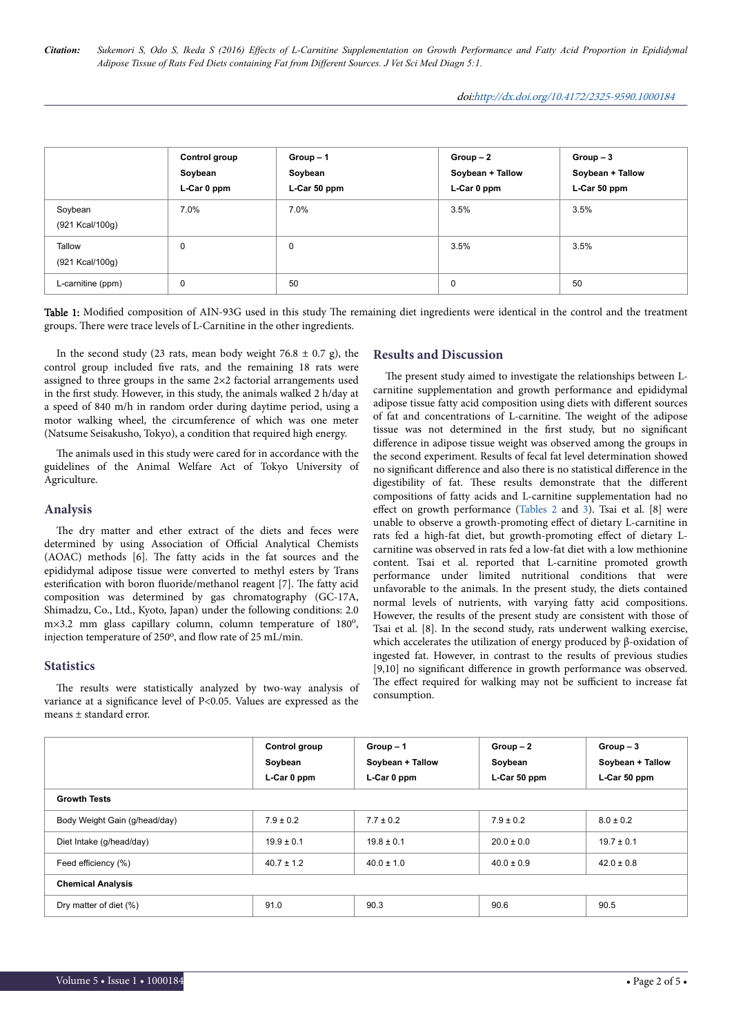|  | Control group<br>Soybean<br>L-Car 0 ppm | Group – 1<br>Soybean<br>L-Car 50 ppm | Group – 2<br>Soybean + Tallow<br>L-Car 0 ppm | Group – 3<br>Soybean + Tallow<br>L-Car 50 ppm |
|---|---|---|---|---|
| Soybean<br>(921 Kcal/100g) | 7.0% | 7.0% | 3.5% | 3.5% |
| Tallow<br>(921 Kcal/100g) | 0 | 0 | 3.5% | 3.5% |
| L-carnitine (ppm) | 0 | 50 | 0 | 50 |

**Table 1:** Modified composition of AIN-93G used in this study The remaining diet ingredients were identical in the control and the treatment groups. There were trace levels of L-Carnitine in the other ingredients.

In the second study (23 rats, mean body weight 76.8 ± 0.7 g), the control group included five rats, and the remaining 18 rats were assigned to three groups in the same 2×2 factorial arrangements used in the first study. However, in this study, the animals walked 2 h/day at a speed of 840 m/h in random order during daytime period, using a motor walking wheel, the circumference of which was one meter (Natsume Seisakusho, Tokyo), a condition that required high energy.

The animals used in this study were cared for in accordance with the guidelines of the Animal Welfare Act of Tokyo University of Agriculture.

## Analysis

The dry matter and ether extract of the diets and feces were determined by using Association of Official Analytical Chemists (AOAC) methods [6]. The fatty acids in the fat sources and the epididymal adipose tissue were converted to methyl esters by Trans esterification with boron fluoride/methanol reagent [7]. The fatty acid composition was determined by gas chromatography (GC-17A, Shimadzu, Co., Ltd., Kyoto, Japan) under the following conditions: 2.0 m×3.2 mm glass capillary column, column temperature of 180°, injection temperature of 250°, and flow rate of 25 mL/min.

## Statistics

The results were statistically analyzed by two-way analysis of variance at a significance level of $P<0.05$. Values are expressed as the means ± standard error.

## Results and Discussion

The present study aimed to investigate the relationships between L-carnitine supplementation and growth performance and epididymal adipose tissue fatty acid composition using diets with different sources of fat and concentrations of L-carnitine. The weight of the adipose tissue was not determined in the first study, but no significant difference in adipose tissue weight was observed among the groups in the second experiment. Results of fecal fat level determination showed no significant difference and also there is no statistical difference in the digestibility of fat. These results demonstrate that the different compositions of fatty acids and L-carnitine supplementation had no effect on growth performance (Tables 2 and 3). Tsai et al. [8] were unable to observe a growth-promoting effect of dietary L-carnitine in rats fed a high-fat diet, but growth-promoting effect of dietary L-carnitine was observed in rats fed a low-fat diet with a low methionine content. Tsai et al. reported that L-carnitine promoted growth performance under limited nutritional conditions that were unfavorable to the animals. In the present study, the diets contained normal levels of nutrients, with varying fatty acid compositions. However, the results of the present study are consistent with those of Tsai et al. [8]. In the second study, rats underwent walking exercise, which accelerates the utilization of energy produced by β-oxidation of ingested fat. However, in contrast to the results of previous studies [9,10] no significant difference in growth performance was observed. The effect required for walking may not be sufficient to increase fat consumption.

|  | Control group<br>Soybean<br>L-Car 0 ppm | Group – 1<br>Soybean + Tallow<br>L-Car 0 ppm | Group – 2<br>Soybean<br>L-Car 50 ppm | Group – 3<br>Soybean + Tallow<br>L-Car 50 ppm |
|---|---|---|---|---|
| **Growth Tests** | | | | |
| Body Weight Gain (g/head/day) | 7.9 ± 0.2 | 7.7 ± 0.2 | 7.9 ± 0.2 | 8.0 ± 0.2 |
| Diet Intake (g/head/day) | 19.9 ± 0.1 | 19.8 ± 0.1 | 20.0 ± 0.0 | 19.7 ± 0.1 |
| Feed efficiency (%) | 40.7 ± 1.2 | 40.0 ± 1.0 | 40.0 ± 0.9 | 42.0 ± 0.8 |
| **Chemical Analysis** | | | | |
| Dry matter of diet (%) | 91.0 | 90.3 | 90.6 | 90.5 |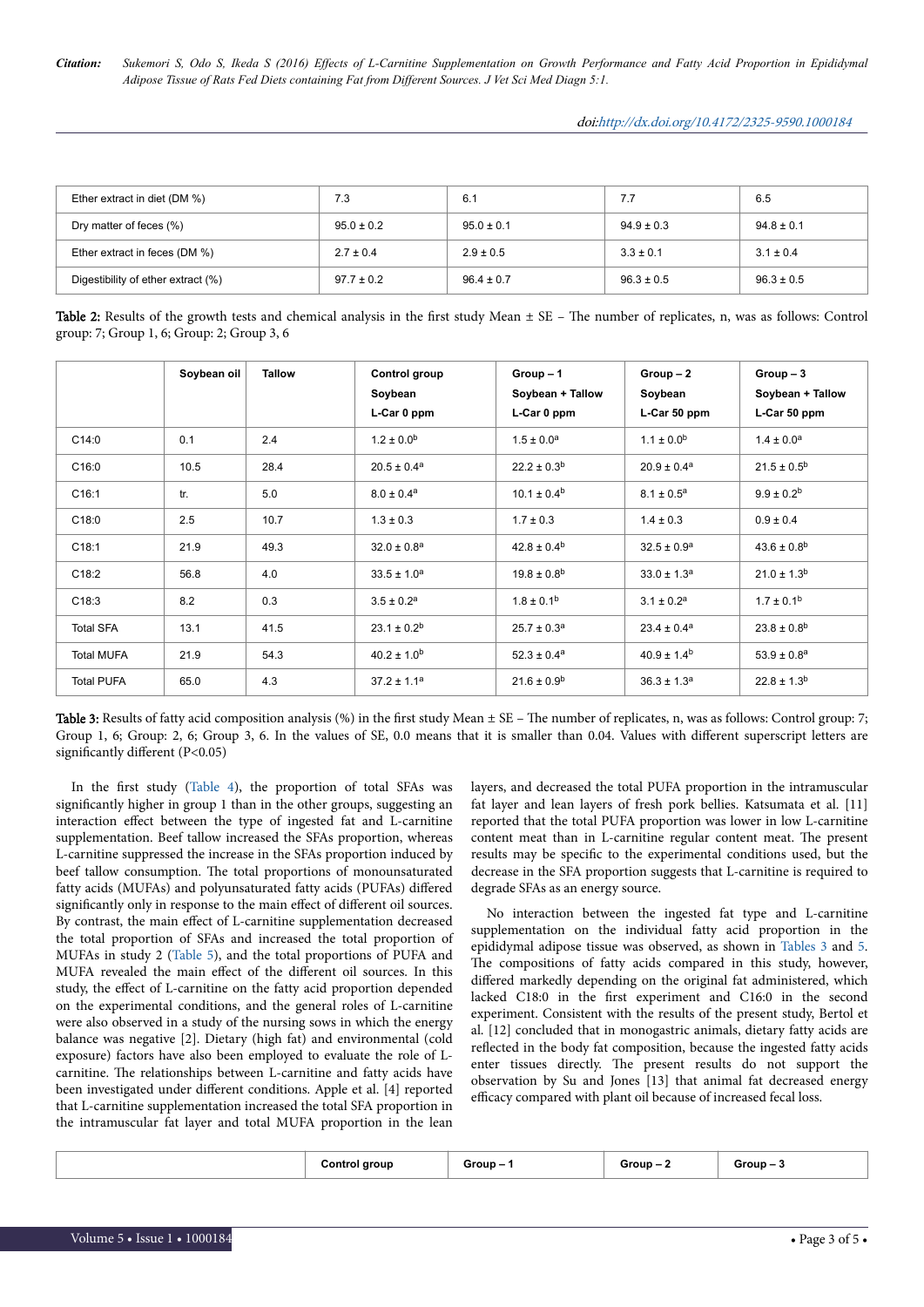| Ether extract in diet (DM %) | 7.3 | 6.1 | 7.7 | 6.5 |
|---|---|---|---|---|
| Dry matter of feces (%) | 95.0 ± 0.2 | 95.0 ± 0.1 | 94.9 ± 0.3 | 94.8 ± 0.1 |
| Ether extract in feces (DM %) | 2.7 ± 0.4 | 2.9 ± 0.5 | 3.3 ± 0.1 | 3.1 ± 0.4 |
| Digestibility of ether extract (%) | 97.7 ± 0.2 | 96.4 ± 0.7 | 96.3 ± 0.5 | 96.3 ± 0.5 |

**Table 2:** Results of the growth tests and chemical analysis in the first study Mean ± SE – The number of replicates, n, was as follows: Control group: 7; Group 1, 6; Group: 2; Group 3, 6

| | Soybean oil | Tallow | Control group Soybean L-Car 0 ppm | Group – 1 Soybean + Tallow L-Car 0 ppm | Group – 2 Soybean L-Car 50 ppm | Group – 3 Soybean + Tallow L-Car 50 ppm |
|---|---|---|---|---|---|---|
| C14:0 | 0.1 | 2.4 | 1.2 ± 0.0[b] | 1.5 ± 0.0[a] | 1.1 ± 0.0[b] | 1.4 ± 0.0[a] |
| C16:0 | 10.5 | 28.4 | 20.5 ± 0.4[a] | 22.2 ± 0.3[b] | 20.9 ± 0.4[a] | 21.5 ± 0.5[b] |
| C16:1 | tr. | 5.0 | 8.0 ± 0.4[a] | 10.1 ± 0.4[b] | 8.1 ± 0.5[a] | 9.9 ± 0.2[b] |
| C18:0 | 2.5 | 10.7 | 1.3 ± 0.3 | 1.7 ± 0.3 | 1.4 ± 0.3 | 0.9 ± 0.4 |
| C18:1 | 21.9 | 49.3 | 32.0 ± 0.8[a] | 42.8 ± 0.4[b] | 32.5 ± 0.9[a] | 43.6 ± 0.8[b] |
| C18:2 | 56.8 | 4.0 | 33.5 ± 1.0[a] | 19.8 ± 0.8[b] | 33.0 ± 1.3[a] | 21.0 ± 1.3[b] |
| C18:3 | 8.2 | 0.3 | 3.5 ± 0.2[a] | 1.8 ± 0.1[b] | 3.1 ± 0.2[a] | 1.7 ± 0.1[b] |
| Total SFA | 13.1 | 41.5 | 23.1 ± 0.2[b] | 25.7 ± 0.3[a] | 23.4 ± 0.4[a] | 23.8 ± 0.8[b] |
| Total MUFA | 21.9 | 54.3 | 40.2 ± 1.0[b] | 52.3 ± 0.4[a] | 40.9 ± 1.4[b] | 53.9 ± 0.8[a] |
| Total PUFA | 65.0 | 4.3 | 37.2 ± 1.1[a] | 21.6 ± 0.9[b] | 36.3 ± 1.3[a] | 22.8 ± 1.3[b] |

**Table 3:** Results of fatty acid composition analysis (%) in the first study Mean ± SE – The number of replicates, n, was as follows: Control group: 7; Group 1, 6; Group: 2, 6; Group 3, 6. In the values of SE, 0.0 means that it is smaller than 0.04. Values with different superscript letters are significantly different (P<0.05)

In the first study (Table 4), the proportion of total SFAs was significantly higher in group 1 than in the other groups, suggesting an interaction effect between the type of ingested fat and L-carnitine supplementation. Beef tallow increased the SFAs proportion, whereas L-carnitine suppressed the increase in the SFAs proportion induced by beef tallow consumption. The total proportions of monounsaturated fatty acids (MUFAs) and polyunsaturated fatty acids (PUFAs) differed significantly only in response to the main effect of different oil sources. By contrast, the main effect of L-carnitine supplementation decreased the total proportion of SFAs and increased the total proportion of MUFAs in study 2 (Table 5), and the total proportions of PUFA and MUFA revealed the main effect of the different oil sources. In this study, the effect of L-carnitine on the fatty acid proportion depended on the experimental conditions, and the general roles of L-carnitine were also observed in a study of the nursing sows in which the energy balance was negative [2]. Dietary (high fat) and environmental (cold exposure) factors have also been employed to evaluate the role of L-carnitine. The relationships between L-carnitine and fatty acids have been investigated under different conditions. Apple et al. [4] reported that L-carnitine supplementation increased the total SFA proportion in the intramuscular fat layer and total MUFA proportion in the lean layers, and decreased the total PUFA proportion in the intramuscular fat layer and lean layers of fresh pork bellies. Katsumata et al. [11] reported that the total PUFA proportion was lower in low L-carnitine content meat than in L-carnitine regular content meat. The present results may be specific to the experimental conditions used, but the decrease in the SFA proportion suggests that L-carnitine is required to degrade SFAs as an energy source.

No interaction between the ingested fat type and L-carnitine supplementation on the individual fatty acid proportion in the epididymal adipose tissue was observed, as shown in Tables 3 and 5. The compositions of fatty acids compared in this study, however, differed markedly depending on the original fat administered, which lacked C18:0 in the first experiment and C16:0 in the second experiment. Consistent with the results of the present study, Bertol et al. [12] concluded that in monogastric animals, dietary fatty acids are reflected in the body fat composition, because the ingested fatty acids enter tissues directly. The present results do not support the observation by Su and Jones [13] that animal fat decreased energy efficacy compared with plant oil because of increased fecal loss.

| | Control group | Group – 1 | Group – 2 | Group – 3 |
|---|---|---|---|---|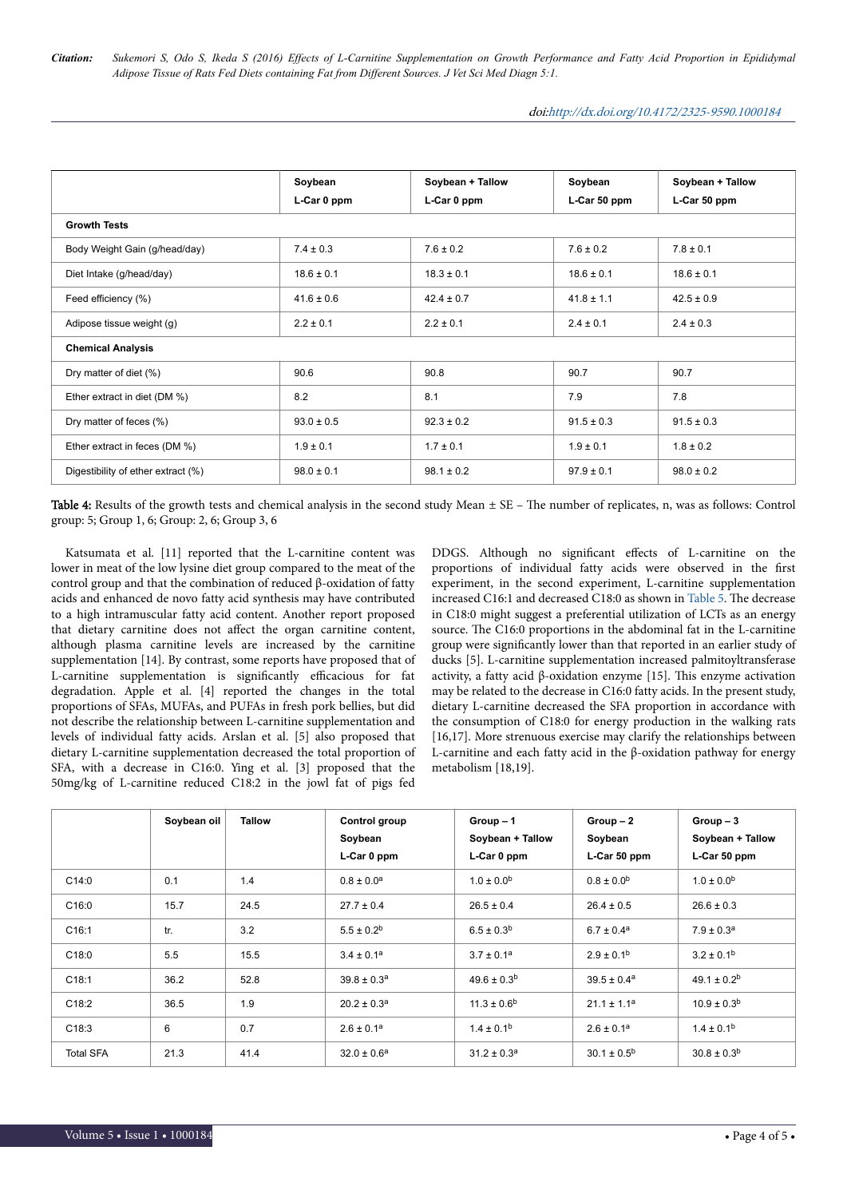|  | Soybean L-Car 0 ppm | Soybean + Tallow L-Car 0 ppm | Soybean L-Car 50 ppm | Soybean + Tallow L-Car 50 ppm |
|---|---|---|---|---|
| **Growth Tests** | | | | |
| Body Weight Gain (g/head/day) | 7.4 ± 0.3 | 7.6 ± 0.2 | 7.6 ± 0.2 | 7.8 ± 0.1 |
| Diet Intake (g/head/day) | 18.6 ± 0.1 | 18.3 ± 0.1 | 18.6 ± 0.1 | 18.6 ± 0.1 |
| Feed efficiency (%) | 41.6 ± 0.6 | 42.4 ± 0.7 | 41.8 ± 1.1 | 42.5 ± 0.9 |
| Adipose tissue weight (g) | 2.2 ± 0.1 | 2.2 ± 0.1 | 2.4 ± 0.1 | 2.4 ± 0.3 |
| **Chemical Analysis** | | | | |
| Dry matter of diet (%) | 90.6 | 90.8 | 90.7 | 90.7 |
| Ether extract in diet (DM %) | 8.2 | 8.1 | 7.9 | 7.8 |
| Dry matter of feces (%) | 93.0 ± 0.5 | 92.3 ± 0.2 | 91.5 ± 0.3 | 91.5 ± 0.3 |
| Ether extract in feces (DM %) | 1.9 ± 0.1 | 1.7 ± 0.1 | 1.9 ± 0.1 | 1.8 ± 0.2 |
| Digestibility of ether extract (%) | 98.0 ± 0.1 | 98.1 ± 0.2 | 97.9 ± 0.1 | 98.0 ± 0.2 |

**Table 4:** Results of the growth tests and chemical analysis in the second study Mean ± SE – The number of replicates, n, was as follows: Control group: 5; Group 1, 6; Group: 2, 6; Group 3, 6

Katsumata et al. [11] reported that the L-carnitine content was lower in meat of the low lysine diet group compared to the meat of the control group and that the combination of reduced β-oxidation of fatty acids and enhanced de novo fatty acid synthesis may have contributed to a high intramuscular fatty acid content. Another report proposed that dietary carnitine does not affect the organ carnitine content, although plasma carnitine levels are increased by the carnitine supplementation [14]. By contrast, some reports have proposed that of L-carnitine supplementation is significantly efficacious for fat degradation. Apple et al. [4] reported the changes in the total proportions of SFAs, MUFAs, and PUFAs in fresh pork bellies, but did not describe the relationship between L-carnitine supplementation and levels of individual fatty acids. Arslan et al. [5] also proposed that dietary L-carnitine supplementation decreased the total proportion of SFA, with a decrease in C16:0. Ying et al. [3] proposed that the 50mg/kg of L-carnitine reduced C18:2 in the jowl fat of pigs fed DDGS. Although no significant effects of L-carnitine on the proportions of individual fatty acids were observed in the first experiment, in the second experiment, L-carnitine supplementation increased C16:1 and decreased C18:0 as shown in Table 5. The decrease in C18:0 might suggest a preferential utilization of LCTs as an energy source. The C16:0 proportions in the abdominal fat in the L-carnitine group were significantly lower than that reported in an earlier study of ducks [5]. L-carnitine supplementation increased palmitoyltransferase activity, a fatty acid β-oxidation enzyme [15]. This enzyme activation may be related to the decrease in C16:0 fatty acids. In the present study, dietary L-carnitine decreased the SFA proportion in accordance with the consumption of C18:0 for energy production in the walking rats [16,17]. More strenuous exercise may clarify the relationships between L-carnitine and each fatty acid in the β-oxidation pathway for energy metabolism [18,19].

|  | Soybean oil | Tallow | Control group Soybean L-Car 0 ppm | Group – 1 Soybean + Tallow L-Car 0 ppm | Group – 2 Soybean L-Car 50 ppm | Group – 3 Soybean + Tallow L-Car 50 ppm |
|---|---|---|---|---|---|---|
| C14:0 | 0.1 | 1.4 | 0.8 ± 0.0[a] | 1.0 ± 0.0[b] | 0.8 ± 0.0[b] | 1.0 ± 0.0[b] |
| C16:0 | 15.7 | 24.5 | 27.7 ± 0.4 | 26.5 ± 0.4 | 26.4 ± 0.5 | 26.6 ± 0.3 |
| C16:1 | tr. | 3.2 | 5.5 ± 0.2[b] | 6.5 ± 0.3[b] | 6.7 ± 0.4[a] | 7.9 ± 0.3[a] |
| C18:0 | 5.5 | 15.5 | 3.4 ± 0.1[a] | 3.7 ± 0.1[a] | 2.9 ± 0.1[b] | 3.2 ± 0.1[b] |
| C18:1 | 36.2 | 52.8 | 39.8 ± 0.3[a] | 49.6 ± 0.3[b] | 39.5 ± 0.4[a] | 49.1 ± 0.2[b] |
| C18:2 | 36.5 | 1.9 | 20.2 ± 0.3[a] | 11.3 ± 0.6[b] | 21.1 ± 1.1[a] | 10.9 ± 0.3[b] |
| C18:3 | 6 | 0.7 | 2.6 ± 0.1[a] | 1.4 ± 0.1[b] | 2.6 ± 0.1[a] | 1.4 ± 0.1[b] |
| Total SFA | 21.3 | 41.4 | 32.0 ± 0.6[a] | 31.2 ± 0.3[a] | 30.1 ± 0.5[b] | 30.8 ± 0.3[b] |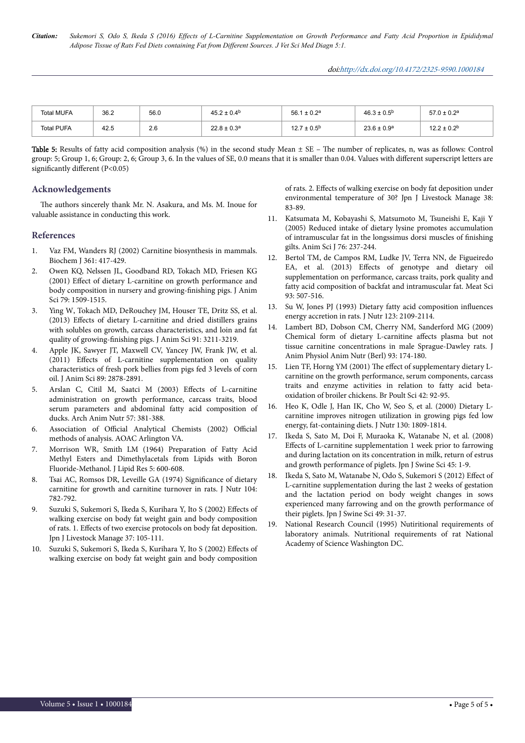| | | | | | | |
|---|---|---|---|---|---|---|
| Total MUFA | 36.2 | 56.0 | $45.2 \pm 0.4^{b}$ | $56.1 \pm 0.2^{a}$ | $46.3 \pm 0.5^{b}$ | $57.0 \pm 0.2^{a}$ |
| Total PUFA | 42.5 | 2.6 | $22.8 \pm 0.3^{a}$ | $12.7 \pm 0.5^{b}$ | $23.6 \pm 0.9^{a}$ | $12.2 \pm 0.2^{b}$ |

**Table 5:** Results of fatty acid composition analysis (%) in the second study Mean ± SE – The number of replicates, n, was as follows: Control group: 5; Group 1, 6; Group: 2, 6; Group 3, 6. In the values of SE, 0.0 means that it is smaller than 0.04. Values with different superscript letters are significantly different (P<0.05)

## Acknowledgements

The authors sincerely thank Mr. N. Asakura, and Ms. M. Inoue for valuable assistance in conducting this work.

## References

1. Vaz FM, Wanders RJ (2002) Carnitine biosynthesis in mammals. Biochem J 361: 417-429.
2. Owen KQ, Nelssen JL, Goodband RD, Tokach MD, Friesen KG (2001) Effect of dietary L-carnitine on growth performance and body composition in nursery and growing-finishing pigs. J Anim Sci 79: 1509-1515.
3. Ying W, Tokach MD, DeRouchey JM, Houser TE, Dritz SS, et al. (2013) Effects of dietary L-carnitine and dried distillers grains with solubles on growth, carcass characteristics, and loin and fat quality of growing-finishing pigs. J Anim Sci 91: 3211-3219.
4. Apple JK, Sawyer JT, Maxwell CV, Yancey JW, Frank JW, et al. (2011) Effects of L-carnitine supplementation on quality characteristics of fresh pork bellies from pigs fed 3 levels of corn oil. J Anim Sci 89: 2878-2891.
5. Arslan C, Citil M, Saatci M (2003) Effects of L-carnitine administration on growth performance, carcass traits, blood serum parameters and abdominal fatty acid composition of ducks. Arch Anim Nutr 57: 381-388.
6. Association of Official Analytical Chemists (2002) Official methods of analysis. AOAC Arlington VA.
7. Morrison WR, Smith LM (1964) Preparation of Fatty Acid Methyl Esters and Dimethylacetals from Lipids with Boron Fluoride-Methanol. J Lipid Res 5: 600-608.
8. Tsai AC, Romsos DR, Leveille GA (1974) Significance of dietary carnitine for growth and carnitine turnover in rats. J Nutr 104: 782-792.
9. Suzuki S, Sukemori S, Ikeda S, Kurihara Y, Ito S (2002) Effects of walking exercise on body fat weight gain and body composition of rats. 1. Effects of two exercise protocols on body fat deposition. Jpn J Livestock Manage 37: 105-111.
10. Suzuki S, Sukemori S, Ikeda S, Kurihara Y, Ito S (2002) Effects of walking exercise on body fat weight gain and body composition of rats. 2. Effects of walking exercise on body fat deposition under environmental temperature of 30? Jpn J Livestock Manage 38: 83-89.
11. Katsumata M, Kobayashi S, Matsumoto M, Tsuneishi E, Kaji Y (2005) Reduced intake of dietary lysine promotes accumulation of intramuscular fat in the longssimus dorsi muscles of finishing gilts. Anim Sci J 76: 237-244.
12. Bertol TM, de Campos RM, Ludke JV, Terra NN, de Figueiredo EA, et al. (2013) Effects of genotype and dietary oil supplementation on performance, carcass traits, pork quality and fatty acid composition of backfat and intramuscular fat. Meat Sci 93: 507-516.
13. Su W, Jones PJ (1993) Dietary fatty acid composition influences energy accretion in rats. J Nutr 123: 2109-2114.
14. Lambert BD, Dobson CM, Cherry NM, Sanderford MG (2009) Chemical form of dietary L-carnitine affects plasma but not tissue carnitine concentrations in male Sprague-Dawley rats. J Anim Physiol Anim Nutr (Berl) 93: 174-180.
15. Lien TF, Horng YM (2001) The effect of supplementary dietary L-carnitine on the growth performance, serum components, carcass traits and enzyme activities in relation to fatty acid beta-oxidation of broiler chickens. Br Poult Sci 42: 92-95.
16. Heo K, Odle J, Han IK, Cho W, Seo S, et al. (2000) Dietary L-carnitine improves nitrogen utilization in growing pigs fed low energy, fat-containing diets. J Nutr 130: 1809-1814.
17. Ikeda S, Sato M, Doi F, Muraoka K, Watanabe N, et al. (2008) Effects of L-carnitine supplementation 1 week prior to farrowing and during lactation on its concentration in milk, return of estrus and growth performance of piglets. Jpn J Swine Sci 45: 1-9.
18. Ikeda S, Sato M, Watanabe N, Odo S, Sukemori S (2012) Effect of L-carnitine supplementation during the last 2 weeks of gestation and the lactation period on body weight changes in sows experienced many farrowing and on the growth performance of their piglets. Jpn J Swine Sci 49: 31-37.
19. National Research Council (1995) Nutiritional requirements of laboratory animals. Nutritional requirements of rat National Academy of Science Washington DC.